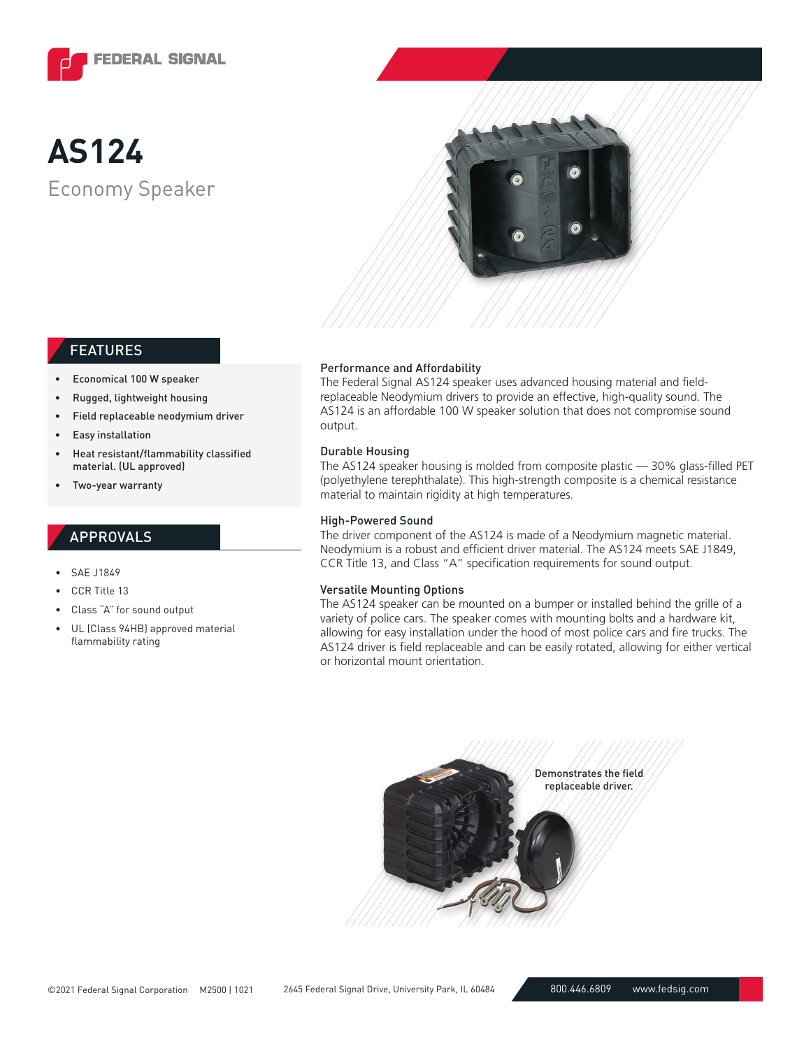# AS124

## Economy Speaker

## FEATURES

- Economical 100 W speaker
- Rugged, lightweight housing
- Field replaceable neodymium driver
- Easy installation
- Heat resistant/flammability classified material. (UL approved)
- Two-year warranty

## APPROVALS

- SAE J1849
- CCR Title 13
- Class "A" for sound output
- UL (Class 94HB) approved material flammability rating

### Performance and Affordability

The Federal Signal AS124 speaker uses advanced housing material and field-replaceable Neodymium drivers to provide an effective, high-quality sound. The AS124 is an affordable 100 W speaker solution that does not compromise sound output.

### Durable Housing

The AS124 speaker housing is molded from composite plastic — 30% glass-filled PET (polyethylene terephthalate). This high-strength composite is a chemical resistance material to maintain rigidity at high temperatures.

### High-Powered Sound

The driver component of the AS124 is made of a Neodymium magnetic material. Neodymium is a robust and efficient driver material. The AS124 meets SAE J1849, CCR Title 13, and Class "A" specification requirements for sound output.

### Versatile Mounting Options

The AS124 speaker can be mounted on a bumper or installed behind the grille of a variety of police cars. The speaker comes with mounting bolts and a hardware kit, allowing for easy installation under the hood of most police cars and fire trucks. The AS124 driver is field replaceable and can be easily rotated, allowing for either vertical or horizontal mount orientation.

Demonstrates the field replaceable driver.

©2021 Federal Signal Corporation M2500 | 1021 2645 Federal Signal Drive, University Park, IL 60484 800.446.6809 www.fedsig.com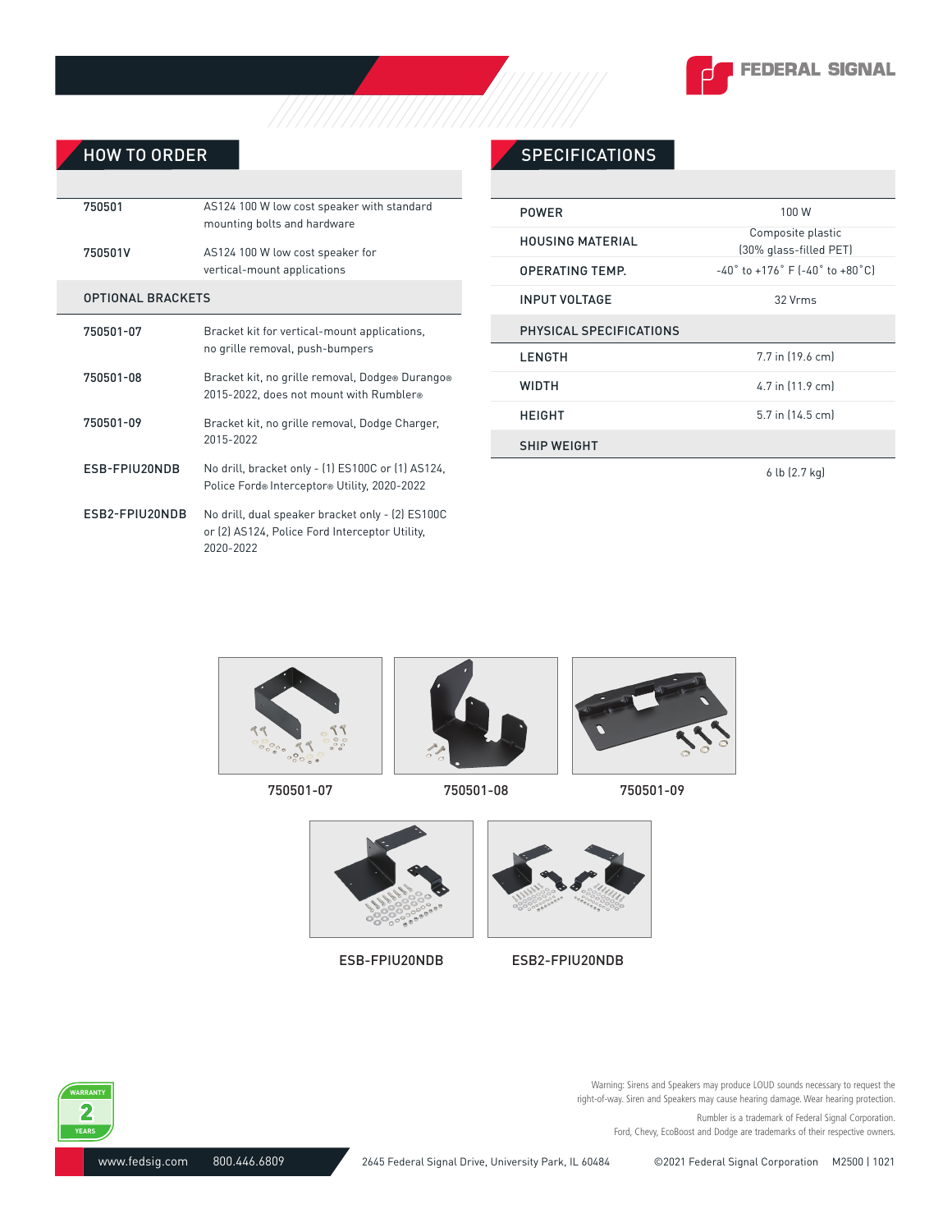## HOW TO ORDER

| | |
|---|---|
| 750501 | AS124 100 W low cost speaker with standard mounting bolts and hardware |
| 750501V | AS124 100 W low cost speaker for vertical-mount applications |
| **OPTIONAL BRACKETS** | |
| 750501-07 | Bracket kit for vertical-mount applications, no grille removal, push-bumpers |
| 750501-08 | Bracket kit, no grille removal, Dodge® Durango® 2015-2022, does not mount with Rumbler® |
| 750501-09 | Bracket kit, no grille removal, Dodge Charger, 2015-2022 |
| ESB-FPIU20NDB | No drill, bracket only - (1) ES100C or (1) AS124, Police Ford® Interceptor® Utility, 2020-2022 |
| ESB2-FPIU20NDB | No drill, dual speaker bracket only - (2) ES100C or (2) AS124, Police Ford Interceptor Utility, 2020-2022 |

## SPECIFICATIONS

| | |
|---|---|
| POWER | 100 W |
| HOUSING MATERIAL | Composite plastic (30% glass-filled PET) |
| OPERATING TEMP. | -40° to +176° F (-40° to +80°C) |
| INPUT VOLTAGE | 32 Vrms |
| **PHYSICAL SPECIFICATIONS** | |
| LENGTH | 7.7 in (19.6 cm) |
| WIDTH | 4.7 in (11.9 cm) |
| HEIGHT | 5.7 in (14.5 cm) |
| **SHIP WEIGHT** | |
| | 6 lb (2.7 kg) |

750501-07

750501-08

750501-09

ESB-FPIU20NDB

ESB2-FPIU20NDB

WARRANTY 2 YEARS

Warning: Sirens and Speakers may produce LOUD sounds necessary to request the right-of-way. Siren and Speakers may cause hearing damage. Wear hearing protection.

Rumbler is a trademark of Federal Signal Corporation.
Ford, Chevy, EcoBoost and Dodge are trademarks of their respective owners.

www.fedsig.com 800.446.6809 2645 Federal Signal Drive, University Park, IL 60484 ©2021 Federal Signal Corporation M2500 | 1021